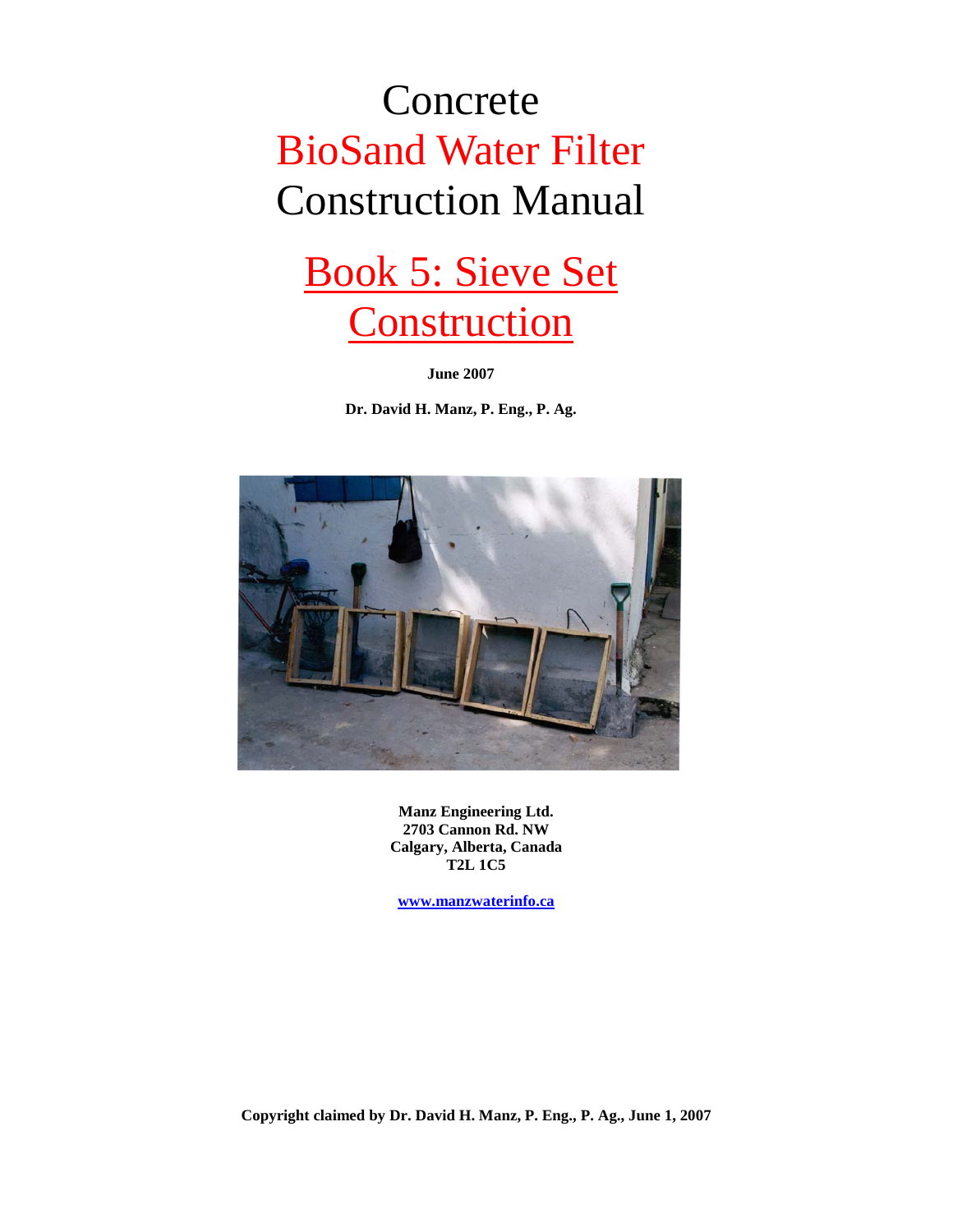# Concrete
# BioSand Water Filter
# Construction Manual

## Book 5: Sieve Set Construction

**June 2007**

**Dr. David H. Manz, P. Eng., P. Ag.**

**Manz Engineering Ltd.**
**2703 Cannon Rd. NW**
**Calgary, Alberta, Canada**
**T2L 1C5**

**www.manzwaterinfo.ca**

**Copyright claimed by Dr. David H. Manz, P. Eng., P. Ag., June 1, 2007**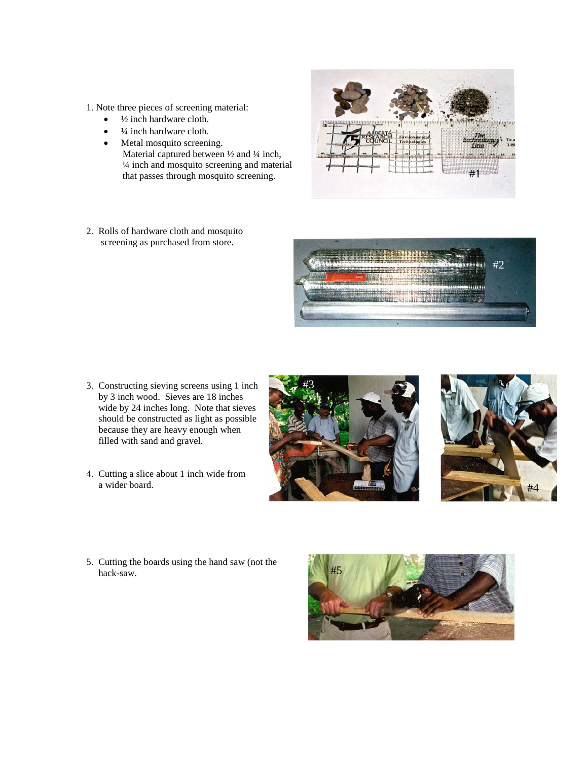1. Note three pieces of screening material:
   - ½ inch hardware cloth.
   - ¼ inch hardware cloth.
   - Metal mosquito screening.
     Material captured between ½ and ¼ inch, ¼ inch and mosquito screening and material that passes through mosquito screening.

2. Rolls of hardware cloth and mosquito screening as purchased from store.

3. Constructing sieving screens using 1 inch by 3 inch wood. Sieves are 18 inches wide by 24 inches long. Note that sieves should be constructed as light as possible because they are heavy enough when filled with sand and gravel.

4. Cutting a slice about 1 inch wide from a wider board.

5. Cutting the boards using the hand saw (not the hack-saw.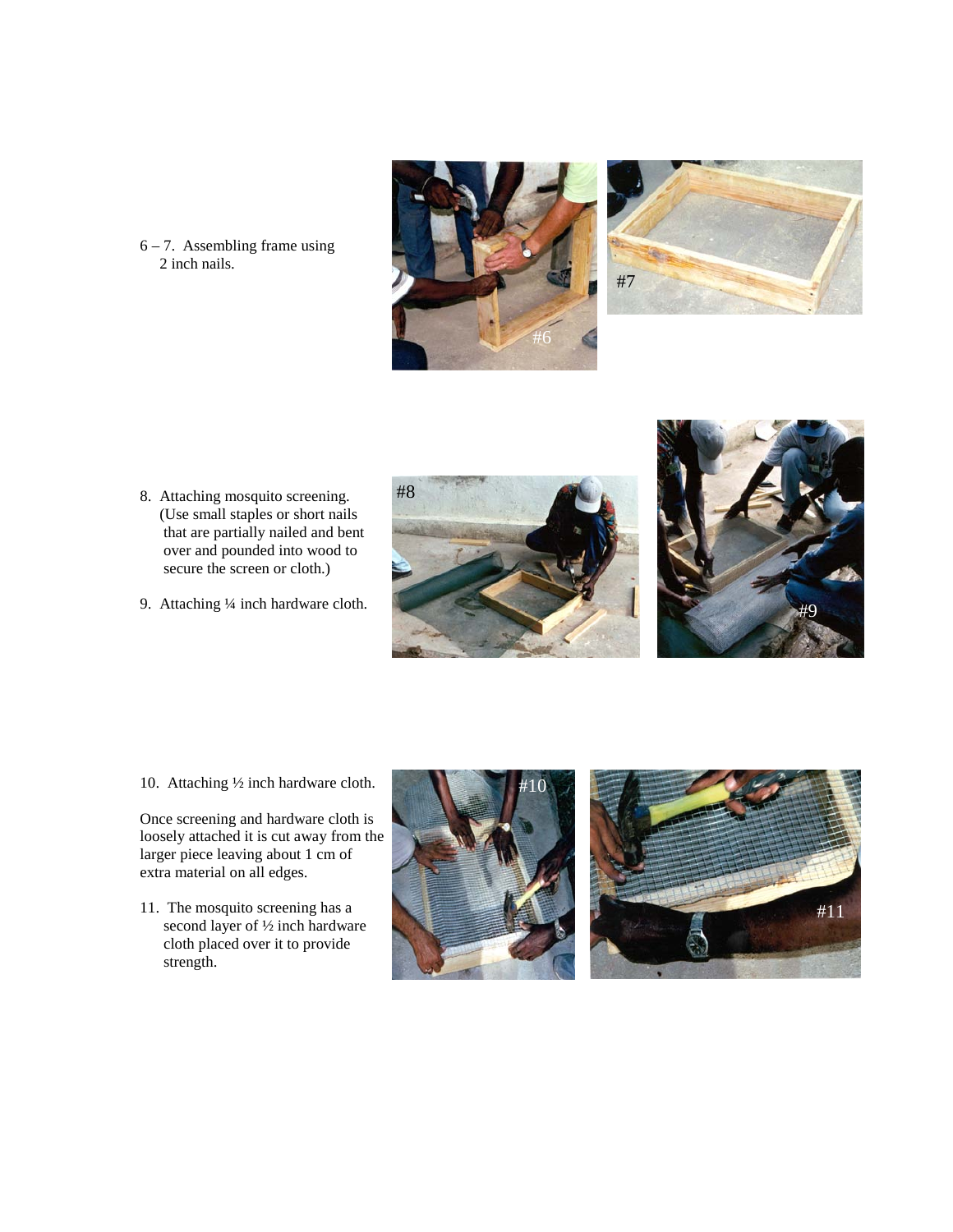6 – 7. Assembling frame using 2 inch nails.

#6

#7

8. Attaching mosquito screening. (Use small staples or short nails that are partially nailed and bent over and pounded into wood to secure the screen or cloth.)

9. Attaching ¼ inch hardware cloth.

#8

#9

10. Attaching ½ inch hardware cloth.

Once screening and hardware cloth is loosely attached it is cut away from the larger piece leaving about 1 cm of extra material on all edges.

11. The mosquito screening has a second layer of ½ inch hardware cloth placed over it to provide strength.

#10

#11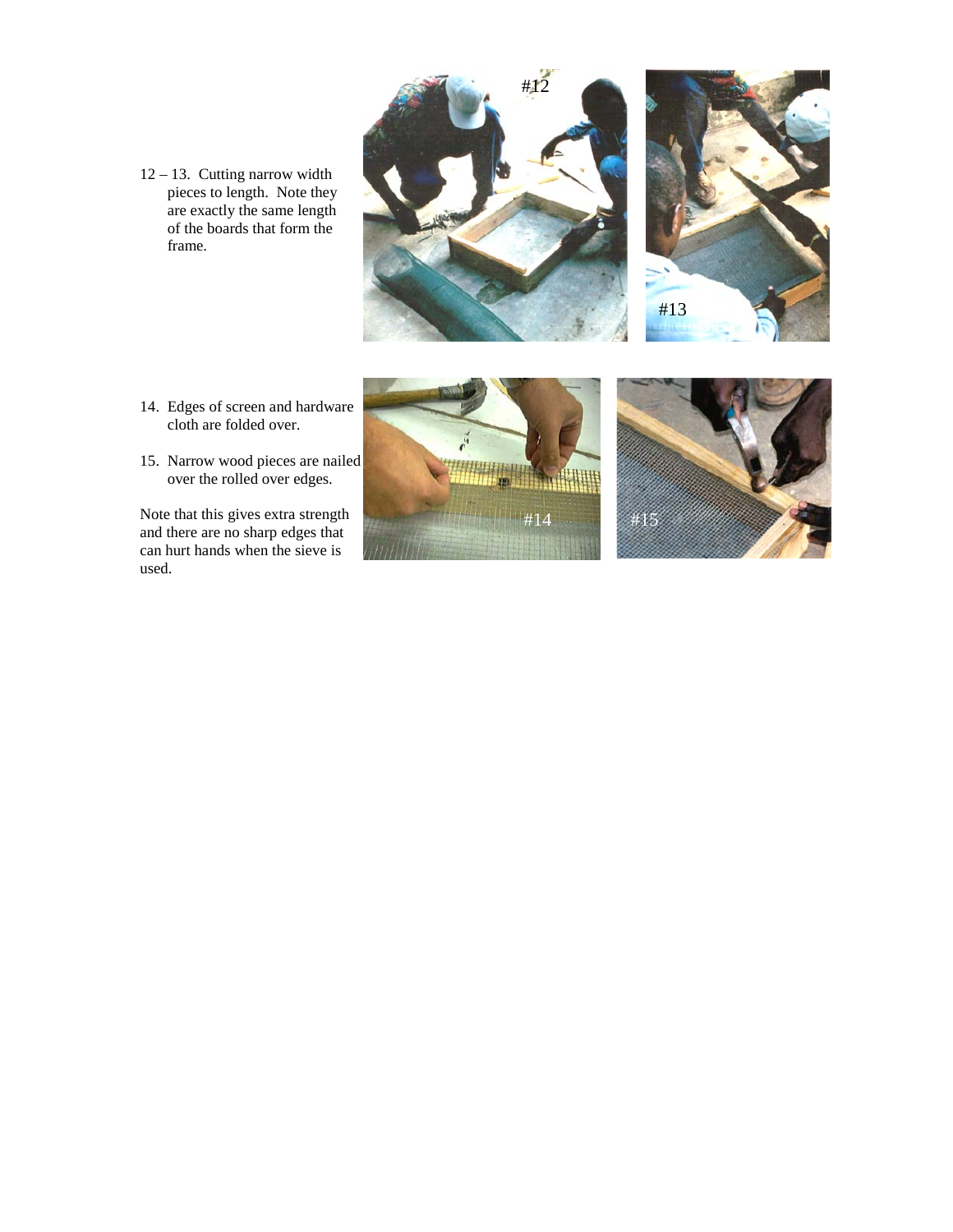12 – 13. Cutting narrow width pieces to length. Note they are exactly the same length of the boards that form the frame.

14. Edges of screen and hardware cloth are folded over.

15. Narrow wood pieces are nailed over the rolled over edges.

Note that this gives extra strength and there are no sharp edges that can hurt hands when the sieve is used.